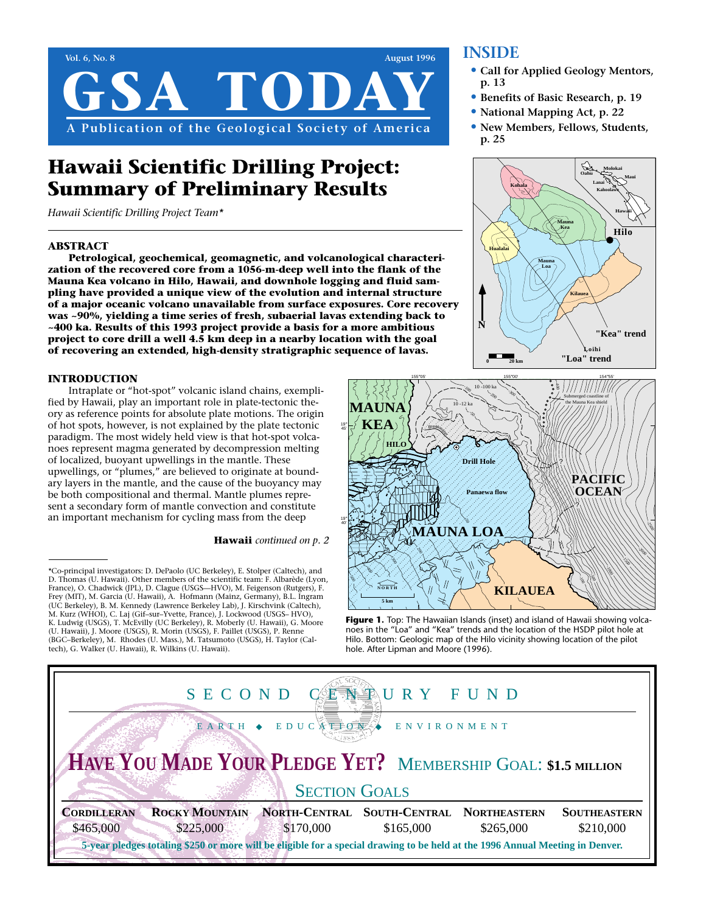# GSA TODAY

A Publication of the Geological Society of America

## INSIDE

- Call for Applied Geology Mentors, p. 13
- Benefits of Basic Research, p. 19
- National Mapping Act, p. 22
- New Members, Fellows, Students, p. 25

# Hawaii Scientific Drilling Project: Summary of Preliminary Results

*Hawaii Scientific Drilling Project Team**

### ABSTRACT

**Petrological, geochemical, geomagnetic, and volcanological characterization of the recovered core from a 1056-m-deep well into the flank of the Mauna Kea volcano in Hilo, Hawaii, and downhole logging and fluid sampling have provided a unique view of the evolution and internal structure of a major oceanic volcano unavailable from surface exposures. Core recovery was ~90%, yielding a time series of fresh, subaerial lavas extending back to ~400 ka. Results of this 1993 project provide a basis for a more ambitious project to core drill a well 4.5 km deep in a nearby location with the goal of recovering an extended, high-density stratigraphic sequence of lavas.**

### INTRODUCTION

Intraplate or "hot-spot" volcanic island chains, exemplified by Hawaii, play an important role in plate-tectonic theory as reference points for absolute plate motions. The origin of hot spots, however, is not explained by the plate tectonic paradigm. The most widely held view is that hot-spot volcanoes represent magma generated by decompression melting of localized, buoyant upwellings in the mantle. These upwellings, or "plumes," are believed to originate at boundary layers in the mantle, and the cause of the buoyancy may be both compositional and thermal. Mantle plumes represent a secondary form of mantle convection and constitute an important mechanism for cycling mass from the deep

**Hawaii** *continued on p. 2*

---

*Co-principal investigators: D. DePaolo (UC Berkeley), E. Stolper (Caltech), and D. Thomas (U. Hawaii). Other members of the scientific team: F. Albarède (Lyon, France), O. Chadwick (JPL), D. Clague (USGS—HVO), M. Feigenson (Rutgers), F. Frey (MIT), M. Garcia (U. Hawaii), A. Hofmann (Mainz, Germany), B.L. Ingram (UC Berkeley), B. M. Kennedy (Lawrence Berkeley Lab), J. Kirschvink (Caltech), M. Kurz (WHOI), C. Laj (Gif–sur–Yvette, France), J. Lockwood (USGS– HVO), K. Ludwig (USGS), T. McEvilly (UC Berkeley), R. Moberly (U. Hawaii), G. Moore (U. Hawaii), J. Moore (USGS), R. Morin (USGS), F. Paillet (USGS), P. Renne (BGC–Berkeley), M. Rhodes (U. Mass.), M. Tatsumoto (USGS), H. Taylor (Caltech), G. Walker (U. Hawaii), R. Wilkins (U. Hawaii).

**Figure 1.** Top: The Hawaiian Islands (inset) and island of Hawaii showing volcanoes in the "Loa" and "Kea" trends and the location of the HSDP pilot hole at Hilo. Bottom: Geologic map of the Hilo vicinity showing location of the pilot hole. After Lipman and Moore (1996).

---

SECOND CENTURY FUND

EARTH ◆ EDUCATION ◆ ENVIRONMENT

**HAVE YOU MADE YOUR PLEDGE YET?** MEMBERSHIP GOAL: **$1.5 MILLION**

SECTION GOALS

| Cordilleran | Rocky Mountain | North-Central | South-Central | Northeastern | Southeastern |
|---|---|---|---|---|---|
| $465,000 | $225,000 | $170,000 | $165,000 | $265,000 | $210,000 |

**5-year pledges totaling $250 or more will be eligible for a special drawing to be held at the 1996 Annual Meeting in Denver.**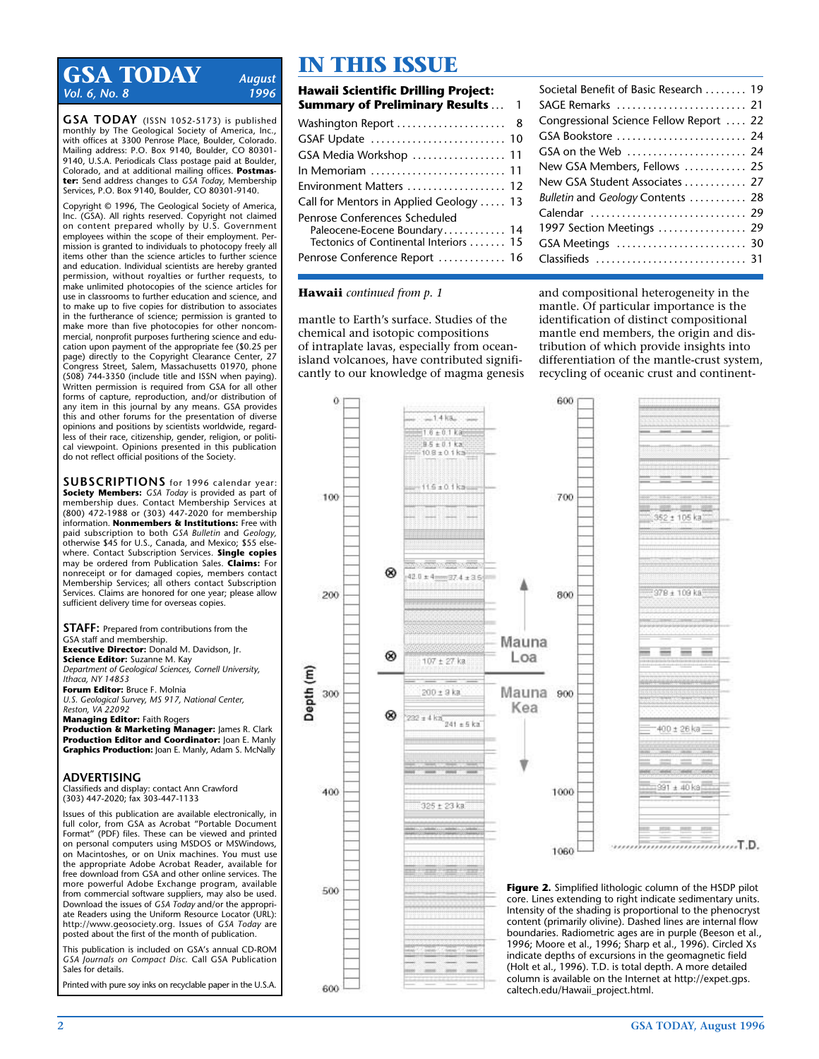# GSA TODAY

*August 1996*
*Vol. 6, No. 8*

**GSA TODAY** (ISSN 1052-5173) is published monthly by The Geological Society of America, Inc., with offices at 3300 Penrose Place, Boulder, Colorado. Mailing address: P.O. Box 9140, Boulder, CO 80301-9140, U.S.A. Periodicals Class postage paid at Boulder, Colorado, and at additional mailing offices. **Postmaster:** Send address changes to *GSA Today*, Membership Services, P.O. Box 9140, Boulder, CO 80301-9140.

Copyright © 1996, The Geological Society of America, Inc. (GSA). All rights reserved. Copyright not claimed on content prepared wholly by U.S. Government employees within the scope of their employment. Permission is granted to individuals to photocopy freely all items other than the science articles to further science and education. Individual scientists are hereby granted permission, without royalties or further requests, to make unlimited photocopies of the science articles for use in classrooms to further education and science, and to make up to five copies for distribution to associates in the furtherance of science; permission is granted to make more than five photocopies for other noncommercial, nonprofit purposes furthering science and education upon payment of the appropriate fee ($0.25 per page) directly to the Copyright Clearance Center, 27 Congress Street, Salem, Massachusetts 01970, phone (508) 744-3350 (include title and ISSN when paying). Written permission is required from GSA for all other forms of capture, reproduction, and/or distribution of any item in this journal by any means. GSA provides this and other forums for the presentation of diverse opinions and positions by scientists worldwide, regardless of their race, citizenship, gender, religion, or political viewpoint. Opinions presented in this publication do not reflect official positions of the Society.

**SUBSCRIPTIONS** for 1996 calendar year: **Society Members:** *GSA Today* is provided as part of membership dues. Contact Membership Services at (800) 472-1988 or (303) 447-2020 for membership information. **Nonmembers & Institutions:** Free with paid subscription to both *GSA Bulletin* and *Geology*, otherwise $45 for U.S., Canada, and Mexico; $55 elsewhere. Contact Subscription Services. **Single copies** may be ordered from Publication Sales. **Claims:** For nonreceipt or for damaged copies, members contact Membership Services; all others contact Subscription Services. Claims are honored for one year; please allow sufficient delivery time for overseas copies.

**STAFF:** Prepared from contributions from the GSA staff and membership.
**Executive Director:** Donald M. Davidson, Jr.
**Science Editor:** Suzanne M. Kay
*Department of Geological Sciences, Cornell University, Ithaca, NY 14853*
**Forum Editor:** Bruce F. Molnia
*U.S. Geological Survey, MS 917, National Center, Reston, VA 22092*
**Managing Editor:** Faith Rogers
**Production & Marketing Manager:** James R. Clark
**Production Editor and Coordinator:** Joan E. Manly
**Graphics Production:** Joan E. Manly, Adam S. McNally

**ADVERTISING**
Classifieds and display: contact Ann Crawford
(303) 447-2020; fax 303-447-1133

Issues of this publication are available electronically, in full color, from GSA as Acrobat "Portable Document Format" (PDF) files. These can be viewed and printed on personal computers using MSDOS or MSWindows, on Macintoshes, or on Unix machines. You must use the appropriate Adobe Acrobat Reader, available for free download from GSA and other online services. The more powerful Adobe Exchange program, available from commercial software suppliers, may also be used. Download the issues of *GSA Today* and/or the appropriate Readers using the Uniform Resource Locator (URL): http://www.geosociety.org. Issues of *GSA Today* are posted about the first of the month of publication.

This publication is included on GSA's annual CD-ROM *GSA Journals on Compact Disc.* Call GSA Publication Sales for details.

Printed with pure soy inks on recyclable paper in the U.S.A.

# IN THIS ISSUE

| | |
|---|---|
| **Hawaii Scientific Drilling Project: Summary of Preliminary Results** | 1 |
| Washington Report | 8 |
| GSAF Update | 10 |
| GSA Media Workshop | 11 |
| In Memoriam | 11 |
| Environment Matters | 12 |
| Call for Mentors in Applied Geology | 13 |
| Penrose Conferences Scheduled | |
| Paleocene-Eocene Boundary | 14 |
| Tectonics of Continental Interiors | 15 |
| Penrose Conference Report | 16 |
| Societal Benefit of Basic Research | 19 |
| SAGE Remarks | 21 |
| Congressional Science Fellow Report | 22 |
| GSA Bookstore | 24 |
| GSA on the Web | 24 |
| New GSA Members, Fellows | 25 |
| New GSA Student Associates | 27 |
| *Bulletin* and *Geology* Contents | 28 |
| Calendar | 29 |
| 1997 Section Meetings | 29 |
| GSA Meetings | 30 |
| Classifieds | 31 |

**Hawaii** *continued from p. 1*

mantle to Earth's surface. Studies of the chemical and isotopic compositions of intraplate lavas, especially from ocean-island volcanoes, have contributed significantly to our knowledge of magma genesis and compositional heterogeneity in the mantle. Of particular importance is the identification of distinct compositional mantle end members, the origin and distribution of which provide insights into differentiation of the mantle-crust system, recycling of oceanic crust and continent-

**Figure 2.** Simplified lithologic column of the HSDP pilot core. Lines extending to right indicate sedimentary units. Intensity of the shading is proportional to the phenocryst content (primarily olivine). Dashed lines are internal flow boundaries. Radiometric ages are in purple (Beeson et al., 1996; Moore et al., 1996; Sharp et al., 1996). Circled Xs indicate depths of excursions in the geomagnetic field (Holt et al., 1996). T.D. is total depth. A more detailed column is available on the Internet at http://expet.gps.caltech.edu/Hawaii_project.html.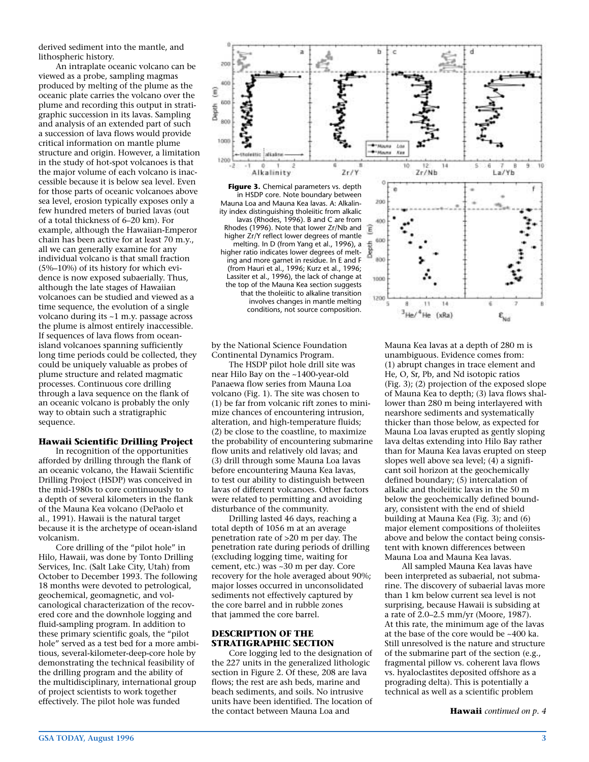derived sediment into the mantle, and lithospheric history.

An intraplate oceanic volcano can be viewed as a probe, sampling magmas produced by melting of the plume as the oceanic plate carries the volcano over the plume and recording this output in stratigraphic succession in its lavas. Sampling and analysis of an extended part of such a succession of lava flows would provide critical information on mantle plume structure and origin. However, a limitation in the study of hot-spot volcanoes is that the major volume of each volcano is inaccessible because it is below sea level. Even for those parts of oceanic volcanoes above sea level, erosion typically exposes only a few hundred meters of buried lavas (out of a total thickness of 6–20 km). For example, although the Hawaiian-Emperor chain has been active for at least 70 m.y., all we can generally examine for any individual volcano is that small fraction (5%–10%) of its history for which evidence is now exposed subaerially. Thus, although the late stages of Hawaiian volcanoes can be studied and viewed as a time sequence, the evolution of a single volcano during its ~1 m.y. passage across the plume is almost entirely inaccessible. If sequences of lava flows from ocean-island volcanoes spanning sufficiently long time periods could be collected, they could be uniquely valuable as probes of plume structure and related magmatic processes. Continuous core drilling through a lava sequence on the flank of an oceanic volcano is probably the only way to obtain such a stratigraphic sequence.

### Hawaii Scientific Drilling Project

In recognition of the opportunities afforded by drilling through the flank of an oceanic volcano, the Hawaii Scientific Drilling Project (HSDP) was conceived in the mid-1980s to core continuously to a depth of several kilometers in the flank of the Mauna Kea volcano (DePaolo et al., 1991). Hawaii is the natural target because it is the archetype of ocean-island volcanism.

Core drilling of the "pilot hole" in Hilo, Hawaii, was done by Tonto Drilling Services, Inc. (Salt Lake City, Utah) from October to December 1993. The following 18 months were devoted to petrological, geochemical, geomagnetic, and volcanological characterization of the recovered core and the downhole logging and fluid-sampling program. In addition to these primary scientific goals, the "pilot hole" served as a test bed for a more ambitious, several-kilometer-deep-core hole by demonstrating the technical feasibility of the drilling program and the ability of the multidisciplinary, international group of project scientists to work together effectively. The pilot hole was funded by the National Science Foundation Continental Dynamics Program.

**Figure 3.** Chemical parameters vs. depth in HSDP core. Note boundary between Mauna Loa and Mauna Kea lavas. A: Alkalinity index distinguishing tholeiitic from alkalic lavas (Rhodes, 1996). B and C are from Rhodes (1996). Note that lower Zr/Nb and higher Zr/Y reflect lower degrees of mantle melting. In D (from Yang et al., 1996), a higher ratio indicates lower degrees of melting and more garnet in residue. In E and F (from Hauri et al., 1996; Kurz et al., 1996; Lassiter et al., 1996), the lack of change at the top of the Mauna Kea section suggests that the tholeiitic to alkaline transition involves changes in mantle melting conditions, not source composition.

The HSDP pilot hole drill site was near Hilo Bay on the ~1400-year-old Panaewa flow series from Mauna Loa volcano (Fig. 1). The site was chosen to (1) be far from volcanic rift zones to minimize chances of encountering intrusion, alteration, and high-temperature fluids; (2) be close to the coastline, to maximize the probability of encountering submarine flow units and relatively old lavas; and (3) drill through some Mauna Loa lavas before encountering Mauna Kea lavas, to test our ability to distinguish between lavas of different volcanoes. Other factors were related to permitting and avoiding disturbance of the community.

Drilling lasted 46 days, reaching a total depth of 1056 m at an average penetration rate of >20 m per day. The penetration rate during periods of drilling (excluding logging time, waiting for cement, etc.) was ~30 m per day. Core recovery for the hole averaged about 90%; major losses occurred in unconsolidated sediments not effectively captured by the core barrel and in rubble zones that jammed the core barrel.

### DESCRIPTION OF THE STRATIGRAPHIC SECTION

Core logging led to the designation of the 227 units in the generalized lithologic section in Figure 2. Of these, 208 are lava flows; the rest are ash beds, marine and beach sediments, and soils. No intrusive units have been identified. The location of the contact between Mauna Loa and Mauna Kea lavas at a depth of 280 m is unambiguous. Evidence comes from: (1) abrupt changes in trace element and He, O, Sr, Pb, and Nd isotopic ratios (Fig. 3); (2) projection of the exposed slope of Mauna Kea to depth; (3) lava flows shallower than 280 m being interlayered with nearshore sediments and systematically thicker than those below, as expected for Mauna Loa lavas erupted as gently sloping lava deltas extending into Hilo Bay rather than for Mauna Kea lavas erupted on steep slopes well above sea level; (4) a significant soil horizon at the geochemically defined boundary; (5) intercalation of alkalic and tholeiitic lavas in the 50 m below the geochemically defined boundary, consistent with the end of shield building at Mauna Kea (Fig. 3); and (6) major element compositions of tholeiites above and below the contact being consistent with known differences between Mauna Loa and Mauna Kea lavas.

All sampled Mauna Kea lavas have been interpreted as subaerial, not submarine. The discovery of subaerial lavas more than 1 km below current sea level is not surprising, because Hawaii is subsiding at a rate of 2.0–2.5 mm/yr (Moore, 1987). At this rate, the minimum age of the lavas at the base of the core would be ~400 ka. Still unresolved is the nature and structure of the submarine part of the section (e.g., fragmental pillow vs. coherent lava flows vs. hyaloclastites deposited offshore as a prograding delta). This is potentially a technical as well as a scientific problem

**Hawaii** *continued on p. 4*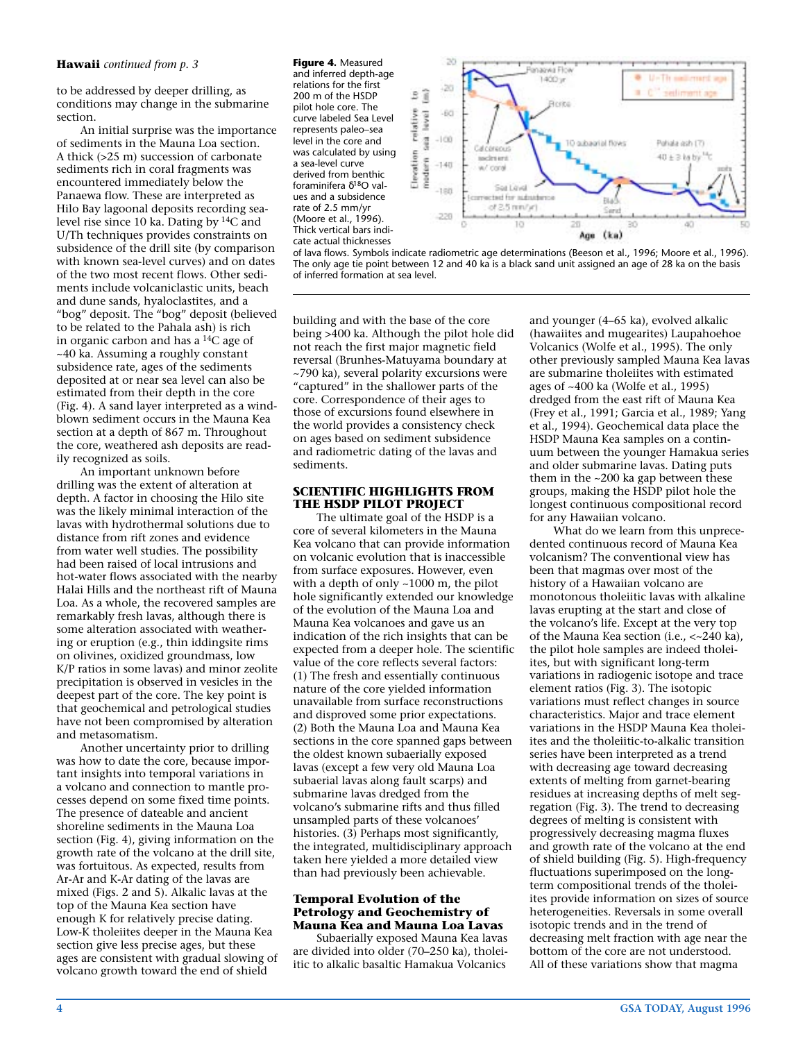**Hawaii** *continued from p. 3*

to be addressed by deeper drilling, as conditions may change in the submarine section.

An initial surprise was the importance of sediments in the Mauna Loa section. A thick (>25 m) succession of carbonate sediments rich in coral fragments was encountered immediately below the Panaewa flow. These are interpreted as Hilo Bay lagoonal deposits recording sea-level rise since 10 ka. Dating by $^{14}C$ and U/Th techniques provides constraints on subsidence of the drill site (by comparison with known sea-level curves) and on dates of the two most recent flows. Other sediments include volcaniclastic units, beach and dune sands, hyaloclastites, and a "bog" deposit. The "bog" deposit (believed to be related to the Pahala ash) is rich in organic carbon and has a $^{14}C$ age of ~40 ka. Assuming a roughly constant subsidence rate, ages of the sediments deposited at or near sea level can also be estimated from their depth in the core (Fig. 4). A sand layer interpreted as a wind-blown sediment occurs in the Mauna Kea section at a depth of 867 m. Throughout the core, weathered ash deposits are readily recognized as soils.

An important unknown before drilling was the extent of alteration at depth. A factor in choosing the Hilo site was the likely minimal interaction of the lavas with hydrothermal solutions due to distance from rift zones and evidence from water well studies. The possibility had been raised of local intrusions and hot-water flows associated with the nearby Halai Hills and the northeast rift of Mauna Loa. As a whole, the recovered samples are remarkably fresh lavas, although there is some alteration associated with weathering or eruption (e.g., thin iddingsite rims on olivines, oxidized groundmass, low K/P ratios in some lavas) and minor zeolite precipitation is observed in vesicles in the deepest part of the core. The key point is that geochemical and petrological studies have not been compromised by alteration and metasomatism.

Another uncertainty prior to drilling was how to date the core, because important insights into temporal variations in a volcano and connection to mantle processes depend on some fixed time points. The presence of dateable and ancient shoreline sediments in the Mauna Loa section (Fig. 4), giving information on the growth rate of the volcano at the drill site, was fortuitous. As expected, results from Ar-Ar and K-Ar dating of the lavas are mixed (Figs. 2 and 5). Alkalic lavas at the top of the Mauna Kea section have enough K for relatively precise dating. Low-K tholeiites deeper in the Mauna Kea section give less precise ages, but these ages are consistent with gradual slowing of volcano growth toward the end of shield building and with the base of the core being >400 ka. Although the pilot hole did not reach the first magnetic field reversal (Brunhes-Matuyama boundary at ~790 ka), several polarity excursions were "captured" in the shallower parts of the core. Correspondence of their ages to those of excursions found elsewhere in the world provides a consistency check on ages based on sediment subsidence and radiometric dating of the lavas and sediments.

**Figure 4.** Measured and inferred depth-age relations for the first 200 m of the HSDP pilot hole core. The curve labeled Sea Level represents paleo–sea level in the core and was calculated by using a sea-level curve derived from benthic foraminifera $\delta^{18}O$ values and a subsidence rate of 2.5 mm/yr (Moore et al., 1996). Thick vertical bars indicate actual thicknesses of lava flows. Symbols indicate radiometric age determinations (Beeson et al., 1996; Moore et al., 1996). The only age tie point between 12 and 40 ka is a black sand unit assigned an age of 28 ka on the basis of inferred formation at sea level.

## SCIENTIFIC HIGHLIGHTS FROM THE HSDP PILOT PROJECT

The ultimate goal of the HSDP is a core of several kilometers in the Mauna Kea volcano that can provide information on volcanic evolution that is inaccessible from surface exposures. However, even with a depth of only ~1000 m, the pilot hole significantly extended our knowledge of the evolution of the Mauna Loa and Mauna Kea volcanoes and gave us an indication of the rich insights that can be expected from a deeper hole. The scientific value of the core reflects several factors: (1) The fresh and essentially continuous nature of the core yielded information unavailable from surface reconstructions and disproved some prior expectations. (2) Both the Mauna Loa and Mauna Kea sections in the core spanned gaps between the oldest known subaerially exposed lavas (except a few very old Mauna Loa subaerial lavas along fault scarps) and submarine lavas dredged from the volcano's submarine rifts and thus filled unsampled parts of these volcanoes' histories. (3) Perhaps most significantly, the integrated, multidisciplinary approach taken here yielded a more detailed view than had previously been achievable.

### Temporal Evolution of the Petrology and Geochemistry of Mauna Kea and Mauna Loa Lavas

Subaerially exposed Mauna Kea lavas are divided into older (70–250 ka), tholeiitic to alkalic basaltic Hamakua Volcanics and younger (4–65 ka), evolved alkalic (hawaiites and mugearites) Laupahoehoe Volcanics (Wolfe et al., 1995). The only other previously sampled Mauna Kea lavas are submarine tholeiites with estimated ages of ~400 ka (Wolfe et al., 1995) dredged from the east rift of Mauna Kea (Frey et al., 1991; Garcia et al., 1989; Yang et al., 1994). Geochemical data place the HSDP Mauna Kea samples on a continuum between the younger Hamakua series and older submarine lavas. Dating puts them in the ~200 ka gap between these groups, making the HSDP pilot hole the longest continuous compositional record for any Hawaiian volcano.

What do we learn from this unprecedented continuous record of Mauna Kea volcanism? The conventional view has been that magmas over most of the history of a Hawaiian volcano are monotonous tholeiitic lavas with alkaline lavas erupting at the start and close of the volcano's life. Except at the very top of the Mauna Kea section (i.e., <~240 ka), the pilot hole samples are indeed tholeiites, but with significant long-term variations in radiogenic isotope and trace element ratios (Fig. 3). The isotopic variations must reflect changes in source characteristics. Major and trace element variations in the HSDP Mauna Kea tholeiites and the tholeiitic-to-alkalic transition series have been interpreted as a trend with decreasing age toward decreasing extents of melting from garnet-bearing residues at increasing depths of melt segregation (Fig. 3). The trend to decreasing degrees of melting is consistent with progressively decreasing magma fluxes and growth rate of the volcano at the end of shield building (Fig. 5). High-frequency fluctuations superimposed on the long-term compositional trends of the tholeiites provide information on sizes of source heterogeneities. Reversals in some overall isotopic trends and in the trend of decreasing melt fraction with age near the bottom of the core are not understood. All of these variations show that magma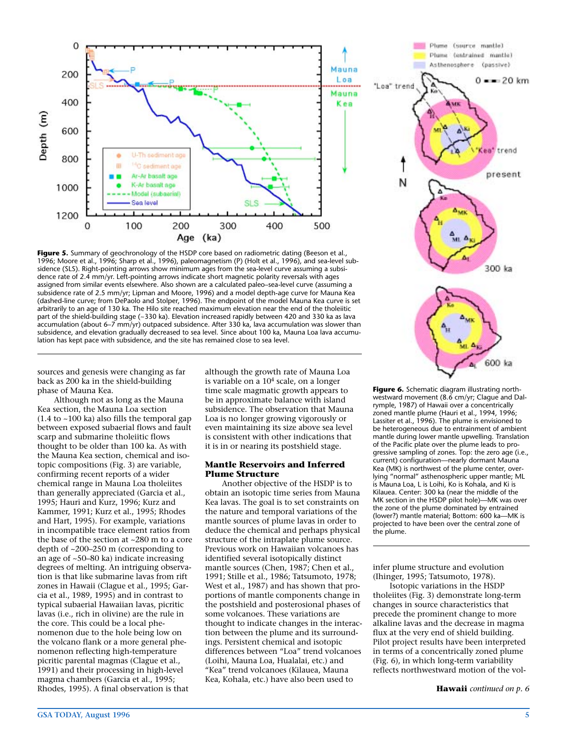**Figure 5.** Summary of geochronology of the HSDP core based on radiometric dating (Beeson et al., 1996; Moore et al., 1996; Sharp et al., 1996), paleomagnetism (P) (Holt et al., 1996), and sea-level subsidence (SLS). Right-pointing arrows show minimum ages from the sea-level curve assuming a subsidence rate of 2.4 mm/yr. Left-pointing arrows indicate short magnetic polarity reversals with ages assigned from similar events elsewhere. Also shown are a calculated paleo–sea-level curve (assuming a subsidence rate of 2.5 mm/yr; Lipman and Moore, 1996) and a model depth-age curve for Mauna Kea (dashed-line curve; from DePaolo and Stolper, 1996). The endpoint of the model Mauna Kea curve is set arbitrarily to an age of 130 ka. The Hilo site reached maximum elevation near the end of the tholeiitic part of the shield-building stage (~330 ka). Elevation increased rapidly between 420 and 330 ka as lava accumulation (about 6–7 mm/yr) outpaced subsidence. After 330 ka, lava accumulation was slower than subsidence, and elevation gradually decreased to sea level. Since about 100 ka, Mauna Loa lava accumulation has kept pace with subsidence, and the site has remained close to sea level.

**Figure 6.** Schematic diagram illustrating northwestward movement (8.6 cm/yr; Clague and Dalrymple, 1987) of Hawaii over a concentrically zoned mantle plume (Hauri et al., 1994, 1996; Lassiter et al., 1996). The plume is envisioned to be heterogeneous due to entrainment of ambient mantle during lower mantle upwelling. Translation of the Pacific plate over the plume leads to progressive sampling of zones. Top: the zero age (i.e., current) configuration—nearly dormant Mauna Kea (MK) is northwest of the plume center, overlying "normal" asthenospheric upper mantle; ML is Mauna Loa, L is Loihi, Ko is Kohala, and Ki is Kilauea. Center: 300 ka (near the middle of the MK section in the HSDP pilot hole)—MK was over the zone of the plume dominated by entrained (lower?) mantle material; Bottom: 600 ka—MK is projected to have been over the central zone of the plume.

sources and genesis were changing as far back as 200 ka in the shield-building phase of Mauna Kea.

Although not as long as the Mauna Kea section, the Mauna Loa section (1.4 to ~100 ka) also fills the temporal gap between exposed subaerial flows and fault scarp and submarine tholeiitic flows thought to be older than 100 ka. As with the Mauna Kea section, chemical and isotopic compositions (Fig. 3) are variable, confirming recent reports of a wider chemical range in Mauna Loa tholeiites than generally appreciated (Garcia et al., 1995; Hauri and Kurz, 1996; Kurz and Kammer, 1991; Kurz et al., 1995; Rhodes and Hart, 1995). For example, variations in incompatible trace element ratios from the base of the section at ~280 m to a core depth of ~200–250 m (corresponding to an age of ~50–80 ka) indicate increasing degrees of melting. An intriguing observation is that like submarine lavas from rift zones in Hawaii (Clague et al., 1995; Garcia et al., 1989, 1995) and in contrast to typical subaerial Hawaiian lavas, picritic lavas (i.e., rich in olivine) are the rule in the core. This could be a local phenomenon due to the hole being low on the volcano flank or a more general phenomenon reflecting high-temperature picritic parental magmas (Clague et al., 1991) and their processing in high-level magma chambers (Garcia et al., 1995; Rhodes, 1995). A final observation is that although the growth rate of Mauna Loa is variable on a $10^4$ scale, on a longer time scale magmatic growth appears to be in approximate balance with island subsidence. The observation that Mauna Loa is no longer growing vigorously or even maintaining its size above sea level is consistent with other indications that it is in or nearing its postshield stage.

## Mantle Reservoirs and Inferred Plume Structure

Another objective of the HSDP is to obtain an isotopic time series from Mauna Kea lavas. The goal is to set constraints on the nature and temporal variations of the mantle sources of plume lavas in order to deduce the chemical and perhaps physical structure of the intraplate plume source. Previous work on Hawaiian volcanoes has identified several isotopically distinct mantle sources (Chen, 1987; Chen et al., 1991; Stille et al., 1986; Tatsumoto, 1978; West et al., 1987) and has shown that proportions of mantle components change in the postshield and posterosional phases of some volcanoes. These variations are thought to indicate changes in the interaction between the plume and its surroundings. Persistent chemical and isotopic differences between "Loa" trend volcanoes (Loihi, Mauna Loa, Hualalai, etc.) and "Kea" trend volcanoes (Kilauea, Mauna Kea, Kohala, etc.) have also been used to infer plume structure and evolution (Ihinger, 1995; Tatsumoto, 1978).

Isotopic variations in the HSDP tholeiites (Fig. 3) demonstrate long-term changes in source characteristics that precede the prominent change to more alkaline lavas and the decrease in magma flux at the very end of shield building. Pilot project results have been interpreted in terms of a concentrically zoned plume (Fig. 6), in which long-term variability reflects northwestward motion of the vol-

**Hawaii** *continued on p. 6*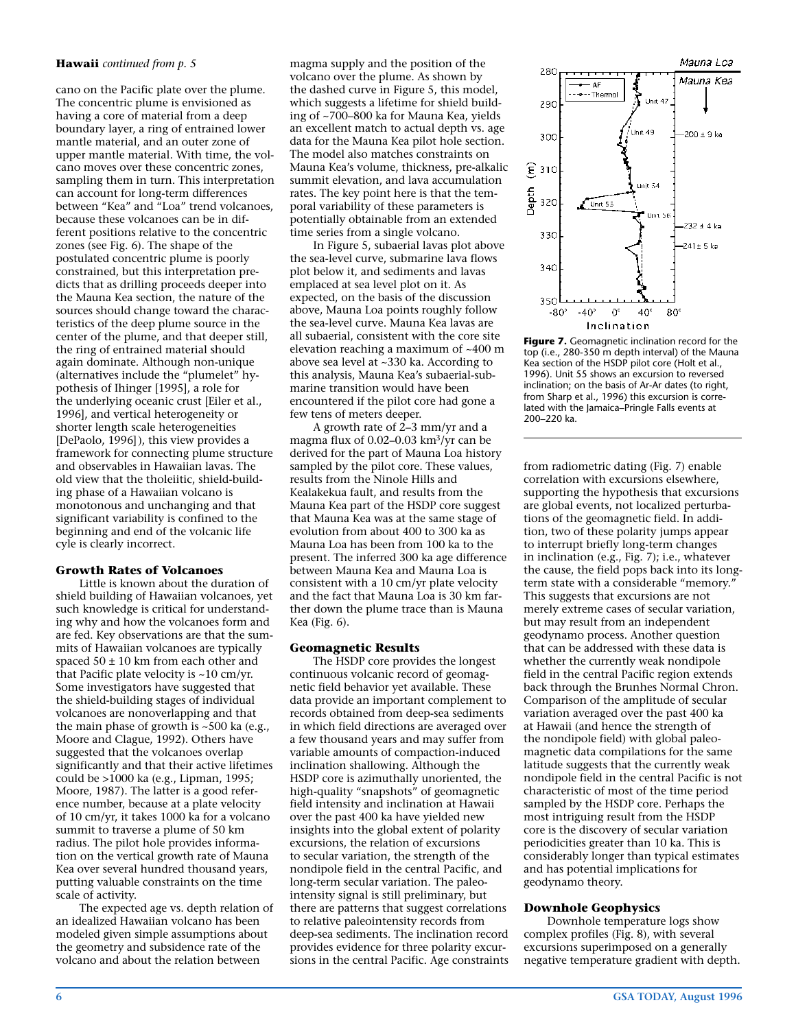**Hawaii** *continued from p. 5*

cano on the Pacific plate over the plume. The concentric plume is envisioned as having a core of material from a deep boundary layer, a ring of entrained lower mantle material, and an outer zone of upper mantle material. With time, the volcano moves over these concentric zones, sampling them in turn. This interpretation can account for long-term differences between "Kea" and "Loa" trend volcanoes, because these volcanoes can be in different positions relative to the concentric zones (see Fig. 6). The shape of the postulated concentric plume is poorly constrained, but this interpretation predicts that as drilling proceeds deeper into the Mauna Kea section, the nature of the sources should change toward the characteristics of the deep plume source in the center of the plume, and that deeper still, the ring of entrained material should again dominate. Although non-unique (alternatives include the "plumelet" hypothesis of Ihinger [1995], a role for the underlying oceanic crust [Eiler et al., 1996], and vertical heterogeneity or shorter length scale heterogeneities [DePaolo, 1996]), this view provides a framework for connecting plume structure and observables in Hawaiian lavas. The old view that the tholeiitic, shield-building phase of a Hawaiian volcano is monotonous and unchanging and that significant variability is confined to the beginning and end of the volcanic life cyle is clearly incorrect.

### Growth Rates of Volcanoes

Little is known about the duration of shield building of Hawaiian volcanoes, yet such knowledge is critical for understanding why and how the volcanoes form and are fed. Key observations are that the summits of Hawaiian volcanoes are typically spaced 50 ± 10 km from each other and that Pacific plate velocity is ~10 cm/yr. Some investigators have suggested that the shield-building stages of individual volcanoes are nonoverlapping and that the main phase of growth is ~500 ka (e.g., Moore and Clague, 1992). Others have suggested that the volcanoes overlap significantly and that their active lifetimes could be >1000 ka (e.g., Lipman, 1995; Moore, 1987). The latter is a good reference number, because at a plate velocity of 10 cm/yr, it takes 1000 ka for a volcano summit to traverse a plume of 50 km radius. The pilot hole provides information on the vertical growth rate of Mauna Kea over several hundred thousand years, putting valuable constraints on the time scale of activity.

The expected age vs. depth relation of an idealized Hawaiian volcano has been modeled given simple assumptions about the geometry and subsidence rate of the volcano and about the relation between magma supply and the position of the volcano over the plume. As shown by the dashed curve in Figure 5, this model, which suggests a lifetime for shield building of ~700–800 ka for Mauna Kea, yields an excellent match to actual depth vs. age data for the Mauna Kea pilot hole section. The model also matches constraints on Mauna Kea's volume, thickness, pre-alkalic summit elevation, and lava accumulation rates. The key point here is that the temporal variability of these parameters is potentially obtainable from an extended time series from a single volcano.

In Figure 5, subaerial lavas plot above the sea-level curve, submarine lava flows plot below it, and sediments and lavas emplaced at sea level plot on it. As expected, on the basis of the discussion above, Mauna Loa points roughly follow the sea-level curve. Mauna Kea lavas are all subaerial, consistent with the core site elevation reaching a maximum of ~400 m above sea level at ~330 ka. According to this analysis, Mauna Kea's subaerial-submarine transition would have been encountered if the pilot core had gone a few tens of meters deeper.

A growth rate of 2–3 mm/yr and a magma flux of 0.02–0.03 km$^3$/yr can be derived for the part of Mauna Loa history sampled by the pilot core. These values, results from the Ninole Hills and Kealakekua fault, and results from the Mauna Kea part of the HSDP core suggest that Mauna Kea was at the same stage of evolution from about 400 to 300 ka as Mauna Loa has been from 100 ka to the present. The inferred 300 ka age difference between Mauna Kea and Mauna Loa is consistent with a 10 cm/yr plate velocity and the fact that Mauna Loa is 30 km farther down the plume trace than is Mauna Kea (Fig. 6).

### Geomagnetic Results

The HSDP core provides the longest continuous volcanic record of geomagnetic field behavior yet available. These data provide an important complement to records obtained from deep-sea sediments in which field directions are averaged over a few thousand years and may suffer from variable amounts of compaction-induced inclination shallowing. Although the HSDP core is azimuthally unoriented, the high-quality "snapshots" of geomagnetic field intensity and inclination at Hawaii over the past 400 ka have yielded new insights into the global extent of polarity excursions, the relation of excursions to secular variation, the strength of the nondipole field in the central Pacific, and long-term secular variation. The paleointensity signal is still preliminary, but there are patterns that suggest correlations to relative paleointensity records from deep-sea sediments. The inclination record provides evidence for three polarity excursions in the central Pacific. Age constraints from radiometric dating (Fig. 7) enable correlation with excursions elsewhere, supporting the hypothesis that excursions are global events, not localized perturbations of the geomagnetic field. In addition, two of these polarity jumps appear to interrupt briefly long-term changes in inclination (e.g., Fig. 7); i.e., whatever the cause, the field pops back into its long-term state with a considerable "memory." This suggests that excursions are not merely extreme cases of secular variation, but may result from an independent geodynamo process. Another question that can be addressed with these data is whether the currently weak nondipole field in the central Pacific region extends back through the Brunhes Normal Chron. Comparison of the amplitude of secular variation averaged over the past 400 ka at Hawaii (and hence the strength of the nondipole field) with global paleomagnetic data compilations for the same latitude suggests that the currently weak nondipole field in the central Pacific is not characteristic of most of the time period sampled by the HSDP core. Perhaps the most intriguing result from the HSDP core is the discovery of secular variation periodicities greater than 10 ka. This is considerably longer than typical estimates and has potential implications for geodynamo theory.

**Figure 7.** Geomagnetic inclination record for the top (i.e., 280-350 m depth interval) of the Mauna Kea section of the HSDP pilot core (Holt et al., 1996). Unit 55 shows an excursion to reversed inclination; on the basis of Ar-Ar dates (to right, from Sharp et al., 1996) this excursion is correlated with the Jamaica–Pringle Falls events at 200–220 ka.

### Downhole Geophysics

Downhole temperature logs show complex profiles (Fig. 8), with several excursions superimposed on a generally negative temperature gradient with depth.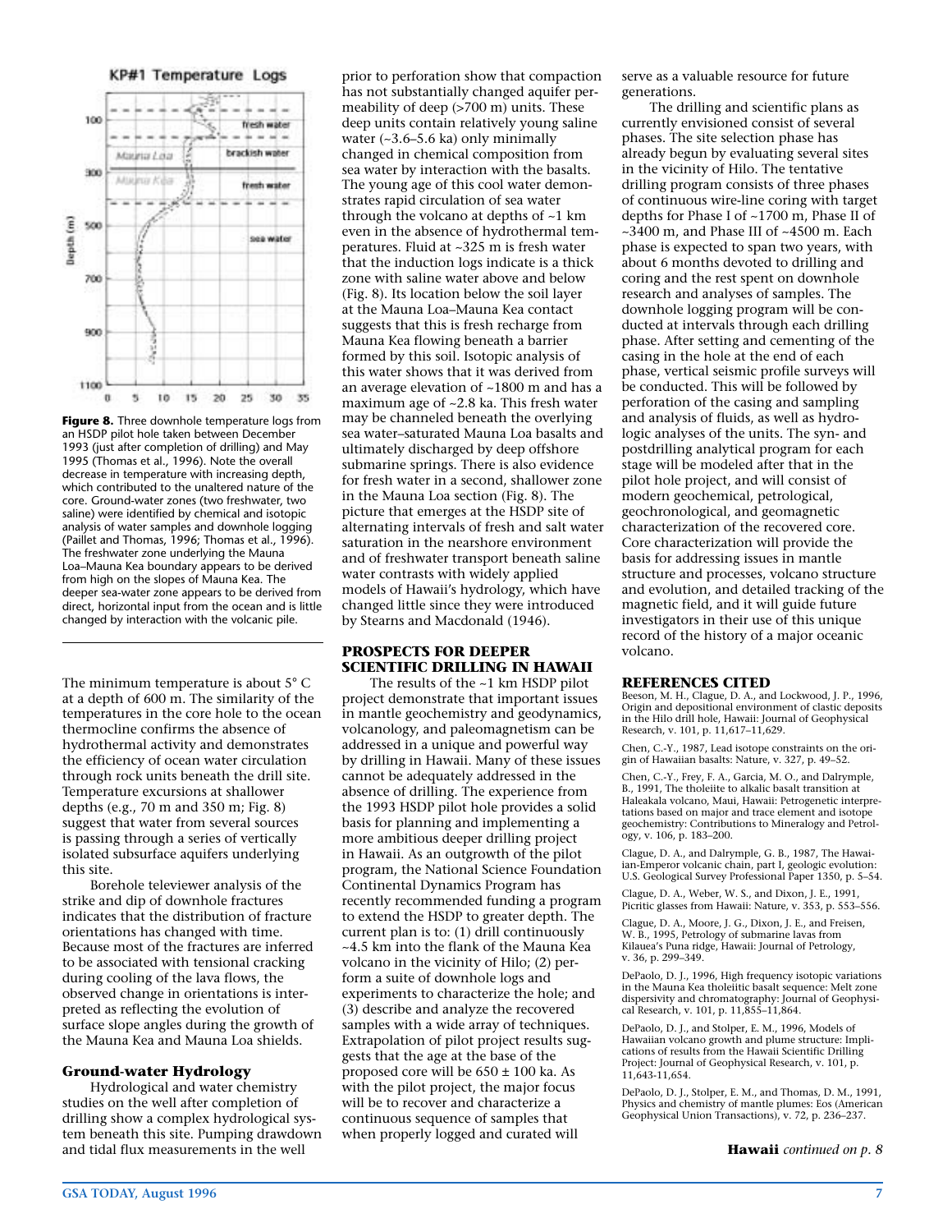Figure 8. Three downhole temperature logs from an HSDP pilot hole taken between December 1993 (just after completion of drilling) and May 1995 (Thomas et al., 1996). Note the overall decrease in temperature with increasing depth, which contributed to the unaltered nature of the core. Ground-water zones (two freshwater, two saline) were identified by chemical and isotopic analysis of water samples and downhole logging (Paillet and Thomas, 1996; Thomas et al., 1996). The freshwater zone underlying the Mauna Loa–Mauna Kea boundary appears to be derived from high on the slopes of Mauna Kea. The deeper sea-water zone appears to be derived from direct, horizontal input from the ocean and is little changed by interaction with the volcanic pile.

The minimum temperature is about 5° C at a depth of 600 m. The similarity of the temperatures in the core hole to the ocean thermocline confirms the absence of hydrothermal activity and demonstrates the efficiency of ocean water circulation through rock units beneath the drill site. Temperature excursions at shallower depths (e.g., 70 m and 350 m; Fig. 8) suggest that water from several sources is passing through a series of vertically isolated subsurface aquifers underlying this site.

Borehole televiewer analysis of the strike and dip of downhole fractures indicates that the distribution of fracture orientations has changed with time. Because most of the fractures are inferred to be associated with tensional cracking during cooling of the lava flows, the observed change in orientations is interpreted as reflecting the evolution of surface slope angles during the growth of the Mauna Kea and Mauna Loa shields.

### Ground-water Hydrology

Hydrological and water chemistry studies on the well after completion of drilling show a complex hydrological system beneath this site. Pumping drawdown and tidal flux measurements in the well prior to perforation show that compaction has not substantially changed aquifer permeability of deep (>700 m) units. These deep units contain relatively young saline water (~3.6–5.6 ka) only minimally changed in chemical composition from sea water by interaction with the basalts. The young age of this cool water demonstrates rapid circulation of sea water through the volcano at depths of ~1 km even in the absence of hydrothermal temperatures. Fluid at ~325 m is fresh water that the induction logs indicate is a thick zone with saline water above and below (Fig. 8). Its location below the soil layer at the Mauna Loa–Mauna Kea contact suggests that this is fresh recharge from Mauna Kea flowing beneath a barrier formed by this soil. Isotopic analysis of this water shows that it was derived from an average elevation of ~1800 m and has a maximum age of ~2.8 ka. This fresh water may be channeled beneath the overlying sea water–saturated Mauna Loa basalts and ultimately discharged by deep offshore submarine springs. There is also evidence for fresh water in a second, shallower zone in the Mauna Loa section (Fig. 8). The picture that emerges at the HSDP site of alternating intervals of fresh and salt water saturation in the nearshore environment and of freshwater transport beneath saline water contrasts with widely applied models of Hawaii's hydrology, which have changed little since they were introduced by Stearns and Macdonald (1946).

## PROSPECTS FOR DEEPER SCIENTIFIC DRILLING IN HAWAII

The results of the ~1 km HSDP pilot project demonstrate that important issues in mantle geochemistry and geodynamics, volcanology, and paleomagnetism can be addressed in a unique and powerful way by drilling in Hawaii. Many of these issues cannot be adequately addressed in the absence of drilling. The experience from the 1993 HSDP pilot hole provides a solid basis for planning and implementing a more ambitious deeper drilling project in Hawaii. As an outgrowth of the pilot program, the National Science Foundation Continental Dynamics Program has recently recommended funding a program to extend the HSDP to greater depth. The current plan is to: (1) drill continuously ~4.5 km into the flank of the Mauna Kea volcano in the vicinity of Hilo; (2) perform a suite of downhole logs and experiments to characterize the hole; and (3) describe and analyze the recovered samples with a wide array of techniques. Extrapolation of pilot project results suggests that the age at the base of the proposed core will be 650 ± 100 ka. As with the pilot project, the major focus will be to recover and characterize a continuous sequence of samples that when properly logged and curated will serve as a valuable resource for future generations.

The drilling and scientific plans as currently envisioned consist of several phases. The site selection phase has already begun by evaluating several sites in the vicinity of Hilo. The tentative drilling program consists of three phases of continuous wire-line coring with target depths for Phase I of ~1700 m, Phase II of ~3400 m, and Phase III of ~4500 m. Each phase is expected to span two years, with about 6 months devoted to drilling and coring and the rest spent on downhole research and analyses of samples. The downhole logging program will be conducted at intervals through each drilling phase. After setting and cementing of the casing in the hole at the end of each phase, vertical seismic profile surveys will be conducted. This will be followed by perforation of the casing and sampling and analysis of fluids, as well as hydrologic analyses of the units. The syn- and postdrilling analytical program for each stage will be modeled after that in the pilot hole project, and will consist of modern geochemical, petrological, geochronological, and geomagnetic characterization of the recovered core. Core characterization will provide the basis for addressing issues in mantle structure and processes, volcano structure and evolution, and detailed tracking of the magnetic field, and it will guide future investigators in their use of this unique record of the history of a major oceanic volcano.

## REFERENCES CITED

Beeson, M. H., Clague, D. A., and Lockwood, J. P., 1996, Origin and depositional environment of clastic deposits in the Hilo drill hole, Hawaii: Journal of Geophysical Research, v. 101, p. 11,617–11,629.

Chen, C.-Y., 1987, Lead isotope constraints on the origin of Hawaiian basalts: Nature, v. 327, p. 49–52.

Chen, C.-Y., Frey, F. A., Garcia, M. O., and Dalrymple, B., 1991, The tholeiite to alkalic basalt transition at Haleakala volcano, Maui, Hawaii: Petrogenetic interpretations based on major and trace element and isotope geochemistry: Contributions to Mineralogy and Petrology, v. 106, p. 183–200.

Clague, D. A., and Dalrymple, G. B., 1987, The Hawaiian-Emperor volcanic chain, part I, geologic evolution: U.S. Geological Survey Professional Paper 1350, p. 5–54.

Clague, D. A., Weber, W. S., and Dixon, J. E., 1991, Picritic glasses from Hawaii: Nature, v. 353, p. 553–556.

Clague, D. A., Moore, J. G., Dixon, J. E., and Freisen, W. B., 1995, Petrology of submarine lavas from Kilauea's Puna ridge, Hawaii: Journal of Petrology, v. 36, p. 299–349.

DePaolo, D. J., 1996, High frequency isotopic variations in the Mauna Kea tholeiitic basalt sequence: Melt zone dispersivity and chromatography: Journal of Geophysical Research, v. 101, p. 11,855–11,864.

DePaolo, D. J., and Stolper, E. M., 1996, Models of Hawaiian volcano growth and plume structure: Implications of results from the Hawaii Scientific Drilling Project: Journal of Geophysical Research, v. 101, p. 11,643-11,654.

DePaolo, D. J., Stolper, E. M., and Thomas, D. M., 1991, Physics and chemistry of mantle plumes: Eos (American Geophysical Union Transactions), v. 72, p. 236–237.

**Hawaii** *continued on p. 8*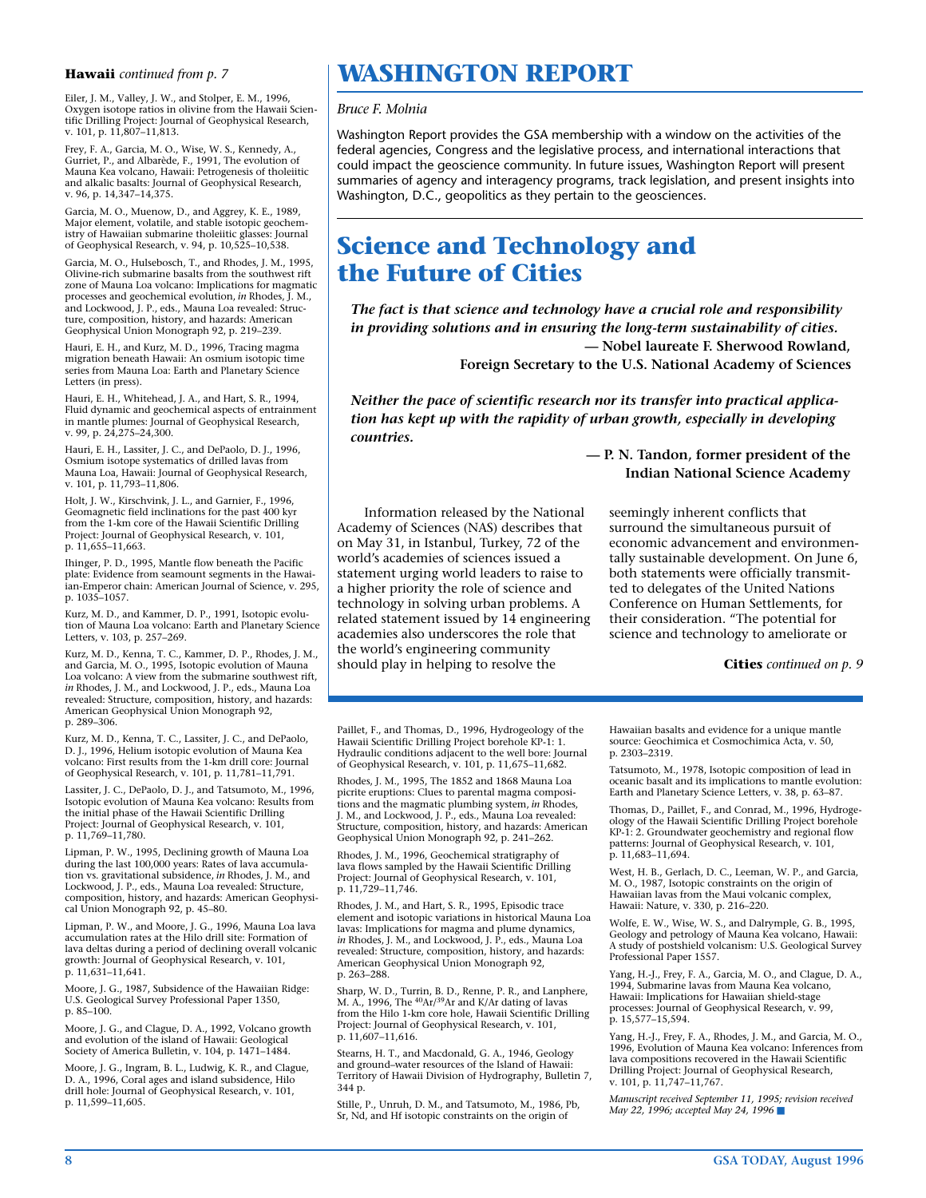**Hawaii** *continued from p. 7*

Eiler, J. M., Valley, J. W., and Stolper, E. M., 1996, Oxygen isotope ratios in olivine from the Hawaii Scientific Drilling Project: Journal of Geophysical Research, v. 101, p. 11,807–11,813.

Frey, F. A., Garcia, M. O., Wise, W. S., Kennedy, A., Gurriet, P., and Albarède, F., 1991, The evolution of Mauna Kea volcano, Hawaii: Petrogenesis of tholeiitic and alkalic basalts: Journal of Geophysical Research, v. 96, p. 14,347–14,375.

Garcia, M. O., Muenow, D., and Aggrey, K. E., 1989, Major element, volatile, and stable isotopic geochemistry of Hawaiian submarine tholeiitic glasses: Journal of Geophysical Research, v. 94, p. 10,525–10,538.

Garcia, M. O., Hulsebosch, T., and Rhodes, J. M., 1995, Olivine-rich submarine basalts from the southwest rift zone of Mauna Loa volcano: Implications for magmatic processes and geochemical evolution, *in* Rhodes, J. M., and Lockwood, J. P., eds., Mauna Loa revealed: Structure, composition, history, and hazards: American Geophysical Union Monograph 92, p. 219–239.

Hauri, E. H., and Kurz, M. D., 1996, Tracing magma migration beneath Hawaii: An osmium isotopic time series from Mauna Loa: Earth and Planetary Science Letters (in press).

Hauri, E. H., Whitehead, J. A., and Hart, S. R., 1994, Fluid dynamic and geochemical aspects of entrainment in mantle plumes: Journal of Geophysical Research, v. 99, p. 24,275–24,300.

Hauri, E. H., Lassiter, J. C., and DePaolo, D. J., 1996, Osmium isotope systematics of drilled lavas from Mauna Loa, Hawaii: Journal of Geophysical Research, v. 101, p. 11,793–11,806.

Holt, J. W., Kirschvink, J. L., and Garnier, F., 1996, Geomagnetic field inclinations for the past 400 kyr from the 1-km core of the Hawaii Scientific Drilling Project: Journal of Geophysical Research, v. 101, p. 11,655–11,663.

Ihinger, P. D., 1995, Mantle flow beneath the Pacific plate: Evidence from seamount segments in the Hawaiian-Emperor chain: American Journal of Science, v. 295, p. 1035–1057.

Kurz, M. D., and Kammer, D. P., 1991, Isotopic evolution of Mauna Loa volcano: Earth and Planetary Science Letters, v. 103, p. 257–269.

Kurz, M. D., Kenna, T. C., Kammer, D. P., Rhodes, J. M., and Garcia, M. O., 1995, Isotopic evolution of Mauna Loa volcano: A view from the submarine southwest rift, *in* Rhodes, J. M., and Lockwood, J. P., eds., Mauna Loa revealed: Structure, composition, history, and hazards: American Geophysical Union Monograph 92, p. 289–306.

Kurz, M. D., Kenna, T. C., Lassiter, J. C., and DePaolo, D. J., 1996, Helium isotopic evolution of Mauna Kea volcano: First results from the 1-km drill core: Journal of Geophysical Research, v. 101, p. 11,781–11,791.

Lassiter, J. C., DePaolo, D. J., and Tatsumoto, M., 1996, Isotopic evolution of Mauna Kea volcano: Results from the initial phase of the Hawaii Scientific Drilling Project: Journal of Geophysical Research, v. 101, p. 11,769–11,780.

Lipman, P. W., 1995, Declining growth of Mauna Loa during the last 100,000 years: Rates of lava accumulation vs. gravitational subsidence, *in* Rhodes, J. M., and Lockwood, J. P., eds., Mauna Loa revealed: Structure, composition, history, and hazards: American Geophysical Union Monograph 92, p. 45–80.

Lipman, P. W., and Moore, J. G., 1996, Mauna Loa lava accumulation rates at the Hilo drill site: Formation of lava deltas during a period of declining overall volcanic growth: Journal of Geophysical Research, v. 101, p. 11,631–11,641.

Moore, J. G., 1987, Subsidence of the Hawaiian Ridge: U.S. Geological Survey Professional Paper 1350, p. 85–100.

Moore, J. G., and Clague, D. A., 1992, Volcano growth and evolution of the island of Hawaii: Geological Society of America Bulletin, v. 104, p. 1471–1484.

Moore, J. G., Ingram, B. L., Ludwig, K. R., and Clague, D. A., 1996, Coral ages and island subsidence, Hilo drill hole: Journal of Geophysical Research, v. 101, p. 11,599–11,605.

Paillet, F., and Thomas, D., 1996, Hydrogeology of the Hawaii Scientific Drilling Project borehole KP-1: 1. Hydraulic conditions adjacent to the well bore: Journal of Geophysical Research, v. 101, p. 11,675–11,682.

Rhodes, J. M., 1995, The 1852 and 1868 Mauna Loa picrite eruptions: Clues to parental magma compositions and the magmatic plumbing system, *in* Rhodes, J. M., and Lockwood, J. P., eds., Mauna Loa revealed: Structure, composition, history, and hazards: American Geophysical Union Monograph 92, p. 241–262.

Rhodes, J. M., 1996, Geochemical stratigraphy of lava flows sampled by the Hawaii Scientific Drilling Project: Journal of Geophysical Research, v. 101, p. 11,729–11,746.

Rhodes, J. M., and Hart, S. R., 1995, Episodic trace element and isotopic variations in historical Mauna Loa lavas: Implications for magma and plume dynamics, *in* Rhodes, J. M., and Lockwood, J. P., eds., Mauna Loa revealed: Structure, composition, history, and hazards: American Geophysical Union Monograph 92, p. 263–288.

Sharp, W. D., Turrin, B. D., Renne, P. R., and Lanphere, M. A., 1996, The $^{40}Ar/^{39}Ar$ and K/Ar dating of lavas from the Hilo 1-km core hole, Hawaii Scientific Drilling Project: Journal of Geophysical Research, v. 101, p. 11,607–11,616.

Stearns, H. T., and Macdonald, G. A., 1946, Geology and ground–water resources of the Island of Hawaii: Territory of Hawaii Division of Hydrography, Bulletin 7, 344 p.

Stille, P., Unruh, D. M., and Tatsumoto, M., 1986, Pb, Sr, Nd, and Hf isotopic constraints on the origin of Hawaiian basalts and evidence for a unique mantle source: Geochimica et Cosmochimica Acta, v. 50, p. 2303–2319.

Tatsumoto, M., 1978, Isotopic composition of lead in oceanic basalt and its implications to mantle evolution: Earth and Planetary Science Letters, v. 38, p. 63–87.

Thomas, D., Paillet, F., and Conrad, M., 1996, Hydrogeology of the Hawaii Scientific Drilling Project borehole KP-1: 2. Groundwater geochemistry and regional flow patterns: Journal of Geophysical Research, v. 101, p. 11,683–11,694.

West, H. B., Gerlach, D. C., Leeman, W. P., and Garcia, M. O., 1987, Isotopic constraints on the origin of Hawaiian lavas from the Maui volcanic complex, Hawaii: Nature, v. 330, p. 216–220.

Wolfe, E. W., Wise, W. S., and Dalrymple, G. B., 1995, Geology and petrology of Mauna Kea volcano, Hawaii: A study of postshield volcanism: U.S. Geological Survey Professional Paper 1557.

Yang, H.-J., Frey, F. A., Garcia, M. O., and Clague, D. A., 1994, Submarine lavas from Mauna Kea volcano, Hawaii: Implications for Hawaiian shield-stage processes: Journal of Geophysical Research, v. 99, p. 15,577–15,594.

Yang, H.-J., Frey, F. A., Rhodes, J. M., and Garcia, M. O., 1996, Evolution of Mauna Kea volcano: Inferences from lava compositions recovered in the Hawaii Scientific Drilling Project: Journal of Geophysical Research, v. 101, p. 11,747–11,767.

*Manuscript received September 11, 1995; revision received May 22, 1996; accepted May 24, 1996* ■

# WASHINGTON REPORT

*Bruce F. Molnia*

Washington Report provides the GSA membership with a window on the activities of the federal agencies, Congress and the legislative process, and international interactions that could impact the geoscience community. In future issues, Washington Report will present summaries of agency and interagency programs, track legislation, and present insights into Washington, D.C., geopolitics as they pertain to the geosciences.

## Science and Technology and the Future of Cities

***The fact is that science and technology have a crucial role and responsibility in providing solutions and in ensuring the long-term sustainability of cities.***

**— Nobel laureate F. Sherwood Rowland, Foreign Secretary to the U.S. National Academy of Sciences**

***Neither the pace of scientific research nor its transfer into practical application has kept up with the rapidity of urban growth, especially in developing countries.***

**— P. N. Tandon, former president of the Indian National Science Academy**

Information released by the National Academy of Sciences (NAS) describes that on May 31, in Istanbul, Turkey, 72 of the world's academies of sciences issued a statement urging world leaders to raise to a higher priority the role of science and technology in solving urban problems. A related statement issued by 14 engineering academies also underscores the role that the world's engineering community should play in helping to resolve the seemingly inherent conflicts that surround the simultaneous pursuit of economic advancement and environmentally sustainable development. On June 6, both statements were officially transmitted to delegates of the United Nations Conference on Human Settlements, for their consideration. "The potential for science and technology to ameliorate or

**Cities** *continued on p. 9*